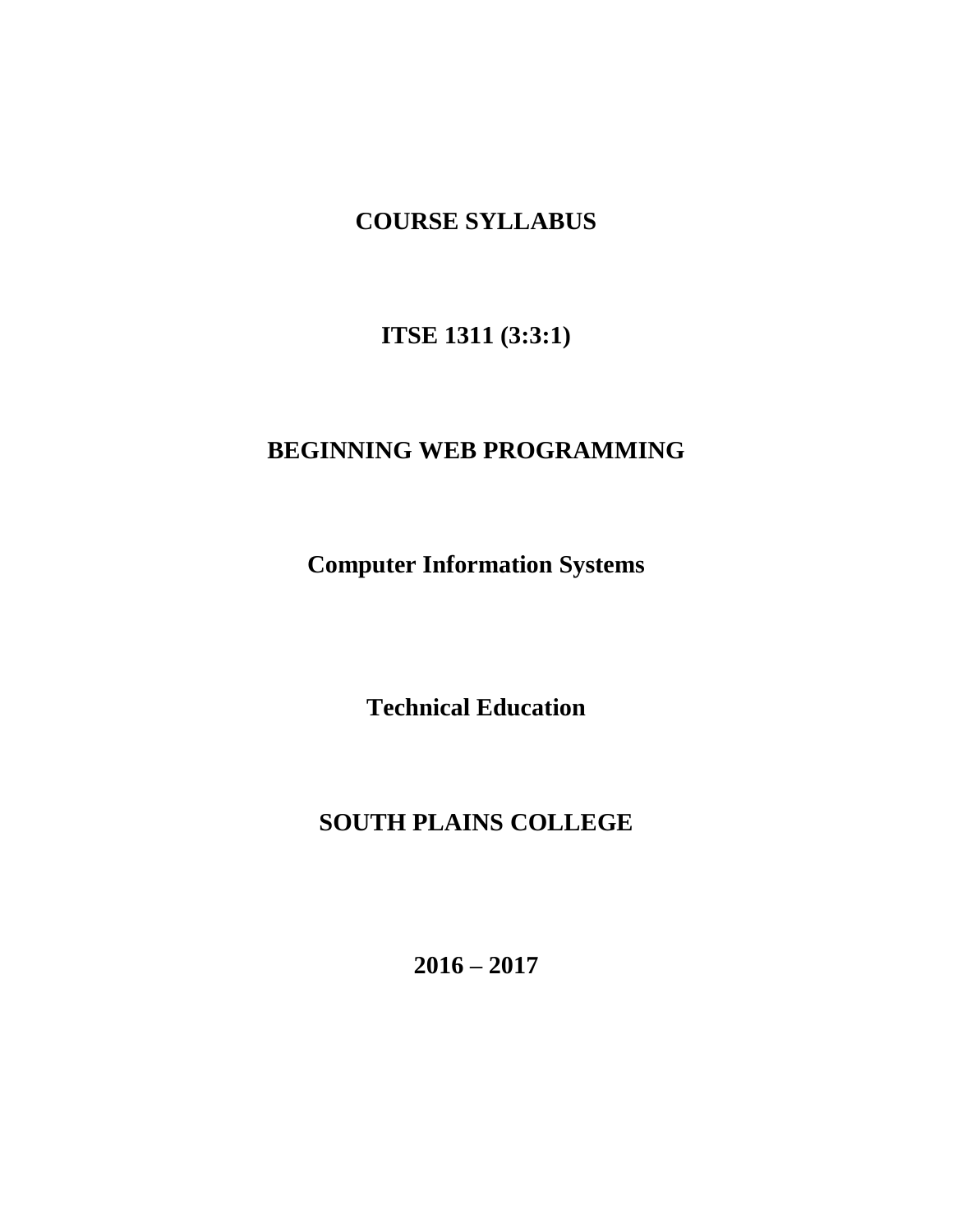# COURSE SYLLABUS

## ITSE 1311 (3:3:1)

## BEGINNING WEB PROGRAMMING

**Computer Information Systems**

**Technical Education**

## SOUTH PLAINS COLLEGE

**2016 – 2017**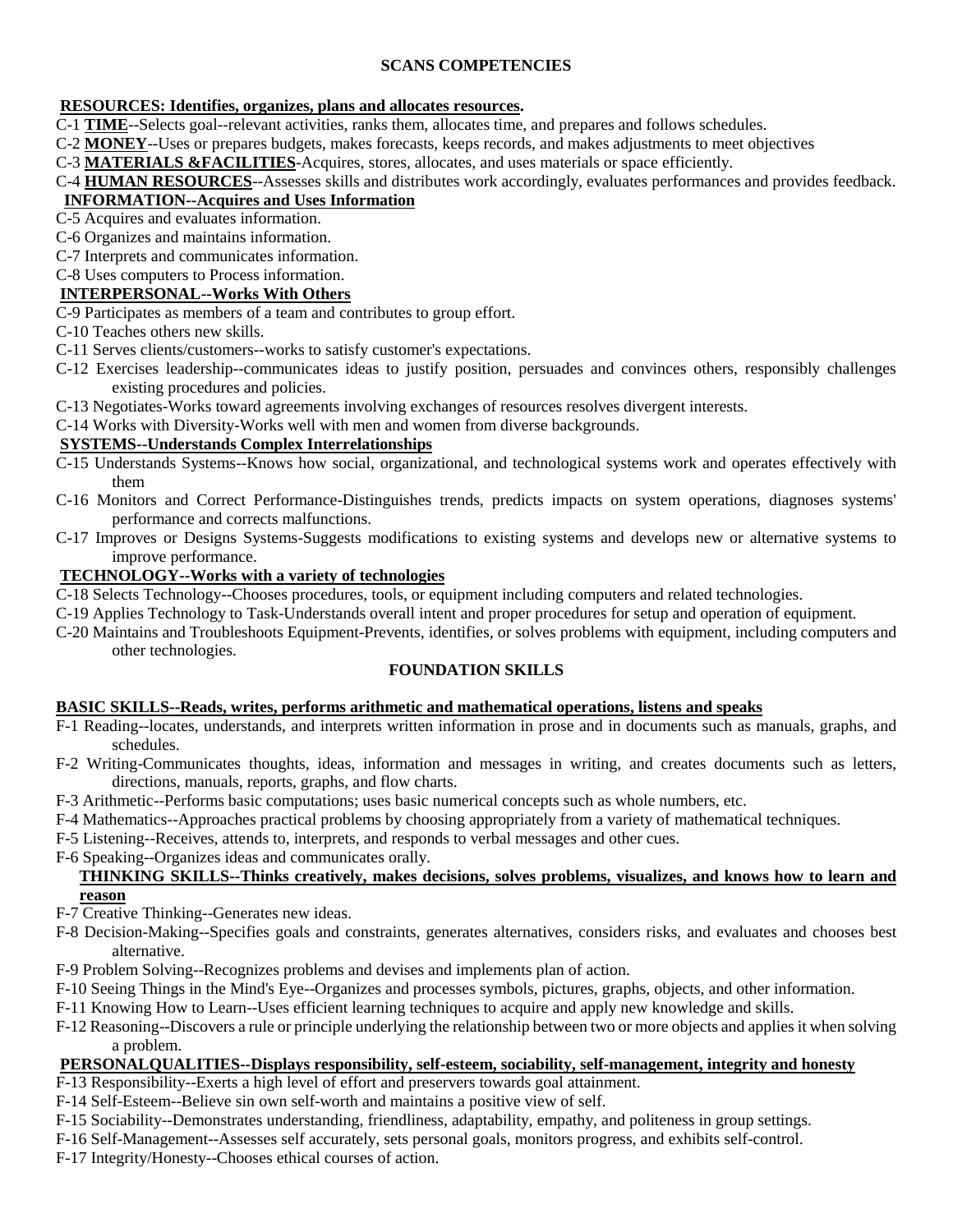## SCANS COMPETENCIES

**RESOURCES: Identifies, organizes, plans and allocates resources.**

C-1 **TIME**--Selects goal--relevant activities, ranks them, allocates time, and prepares and follows schedules.

C-2 **MONEY**--Uses or prepares budgets, makes forecasts, keeps records, and makes adjustments to meet objectives

C-3 **MATERIALS &FACILITIES**-Acquires, stores, allocates, and uses materials or space efficiently.

C-4 **HUMAN RESOURCES**--Assesses skills and distributes work accordingly, evaluates performances and provides feedback.

**INFORMATION--Acquires and Uses Information**

C-5 Acquires and evaluates information.

C-6 Organizes and maintains information.

C-7 Interprets and communicates information.

C-8 Uses computers to Process information.

**INTERPERSONAL--Works With Others**

C-9 Participates as members of a team and contributes to group effort.

C-10 Teaches others new skills.

C-11 Serves clients/customers--works to satisfy customer's expectations.

C-12 Exercises leadership--communicates ideas to justify position, persuades and convinces others, responsibly challenges existing procedures and policies.

C-13 Negotiates-Works toward agreements involving exchanges of resources resolves divergent interests.

C-14 Works with Diversity-Works well with men and women from diverse backgrounds.

**SYSTEMS--Understands Complex Interrelationships**

C-15 Understands Systems--Knows how social, organizational, and technological systems work and operates effectively with them

C-16 Monitors and Correct Performance-Distinguishes trends, predicts impacts on system operations, diagnoses systems' performance and corrects malfunctions.

C-17 Improves or Designs Systems-Suggests modifications to existing systems and develops new or alternative systems to improve performance.

**TECHNOLOGY--Works with a variety of technologies**

C-18 Selects Technology--Chooses procedures, tools, or equipment including computers and related technologies.

C-19 Applies Technology to Task-Understands overall intent and proper procedures for setup and operation of equipment.

C-20 Maintains and Troubleshoots Equipment-Prevents, identifies, or solves problems with equipment, including computers and other technologies.

## FOUNDATION SKILLS

**BASIC SKILLS--Reads, writes, performs arithmetic and mathematical operations, listens and speaks**

F-1 Reading--locates, understands, and interprets written information in prose and in documents such as manuals, graphs, and schedules.

F-2 Writing-Communicates thoughts, ideas, information and messages in writing, and creates documents such as letters, directions, manuals, reports, graphs, and flow charts.

F-3 Arithmetic--Performs basic computations; uses basic numerical concepts such as whole numbers, etc.

F-4 Mathematics--Approaches practical problems by choosing appropriately from a variety of mathematical techniques.

F-5 Listening--Receives, attends to, interprets, and responds to verbal messages and other cues.

F-6 Speaking--Organizes ideas and communicates orally.

**THINKING SKILLS--Thinks creatively, makes decisions, solves problems, visualizes, and knows how to learn and reason**

F-7 Creative Thinking--Generates new ideas.

F-8 Decision-Making--Specifies goals and constraints, generates alternatives, considers risks, and evaluates and chooses best alternative.

F-9 Problem Solving--Recognizes problems and devises and implements plan of action.

F-10 Seeing Things in the Mind's Eye--Organizes and processes symbols, pictures, graphs, objects, and other information.

F-11 Knowing How to Learn--Uses efficient learning techniques to acquire and apply new knowledge and skills.

F-12 Reasoning--Discovers a rule or principle underlying the relationship between two or more objects and applies it when solving a problem.

**PERSONALQUALITIES--Displays responsibility, self-esteem, sociability, self-management, integrity and honesty**

F-13 Responsibility--Exerts a high level of effort and preservers towards goal attainment.

F-14 Self-Esteem--Believe sin own self-worth and maintains a positive view of self.

F-15 Sociability--Demonstrates understanding, friendliness, adaptability, empathy, and politeness in group settings.

F-16 Self-Management--Assesses self accurately, sets personal goals, monitors progress, and exhibits self-control.

F-17 Integrity/Honesty--Chooses ethical courses of action.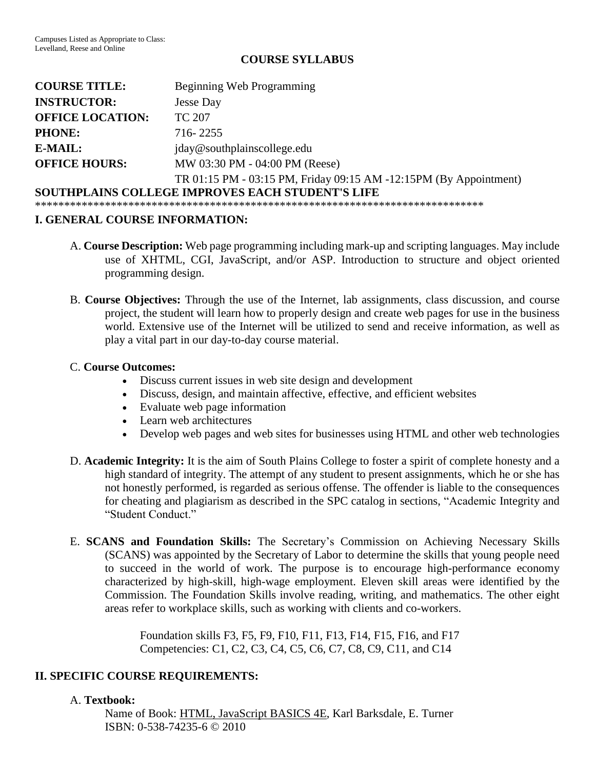Campuses Listed as Appropriate to Class:
Levelland, Reese and Online

**COURSE SYLLABUS**

| | |
|---|---|
| **COURSE TITLE:** | Beginning Web Programming |
| **INSTRUCTOR:** | Jesse Day |
| **OFFICE LOCATION:** | TC 207 |
| **PHONE:** | 716- 2255 |
| **E-MAIL:** | jday@southplainscollege.edu |
| **OFFICE HOURS:** | MW 03:30 PM - 04:00 PM (Reese) |
| | TR 01:15 PM - 03:15 PM, Friday 09:15 AM -12:15PM (By Appointment) |

**SOUTHPLAINS COLLEGE IMPROVES EACH STUDENT'S LIFE**

*******************************************************************************

## I. GENERAL COURSE INFORMATION:

A. **Course Description:** Web page programming including mark-up and scripting languages. May include use of XHTML, CGI, JavaScript, and/or ASP. Introduction to structure and object oriented programming design.

B. **Course Objectives:** Through the use of the Internet, lab assignments, class discussion, and course project, the student will learn how to properly design and create web pages for use in the business world. Extensive use of the Internet will be utilized to send and receive information, as well as play a vital part in our day-to-day course material.

C. **Course Outcomes:**

- Discuss current issues in web site design and development
- Discuss, design, and maintain affective, effective, and efficient websites
- Evaluate web page information
- Learn web architectures
- Develop web pages and web sites for businesses using HTML and other web technologies

D. **Academic Integrity:** It is the aim of South Plains College to foster a spirit of complete honesty and a high standard of integrity. The attempt of any student to present assignments, which he or she has not honestly performed, is regarded as serious offense. The offender is liable to the consequences for cheating and plagiarism as described in the SPC catalog in sections, "Academic Integrity and "Student Conduct."

E. **SCANS and Foundation Skills:** The Secretary's Commission on Achieving Necessary Skills (SCANS) was appointed by the Secretary of Labor to determine the skills that young people need to succeed in the world of work. The purpose is to encourage high-performance economy characterized by high-skill, high-wage employment. Eleven skill areas were identified by the Commission. The Foundation Skills involve reading, writing, and mathematics. The other eight areas refer to workplace skills, such as working with clients and co-workers.

Foundation skills F3, F5, F9, F10, F11, F13, F14, F15, F16, and F17
Competencies: C1, C2, C3, C4, C5, C6, C7, C8, C9, C11, and C14

## II. SPECIFIC COURSE REQUIREMENTS:

A. **Textbook:**

Name of Book: HTML, JavaScript BASICS 4E, Karl Barksdale, E. Turner
ISBN: 0-538-74235-6 © 2010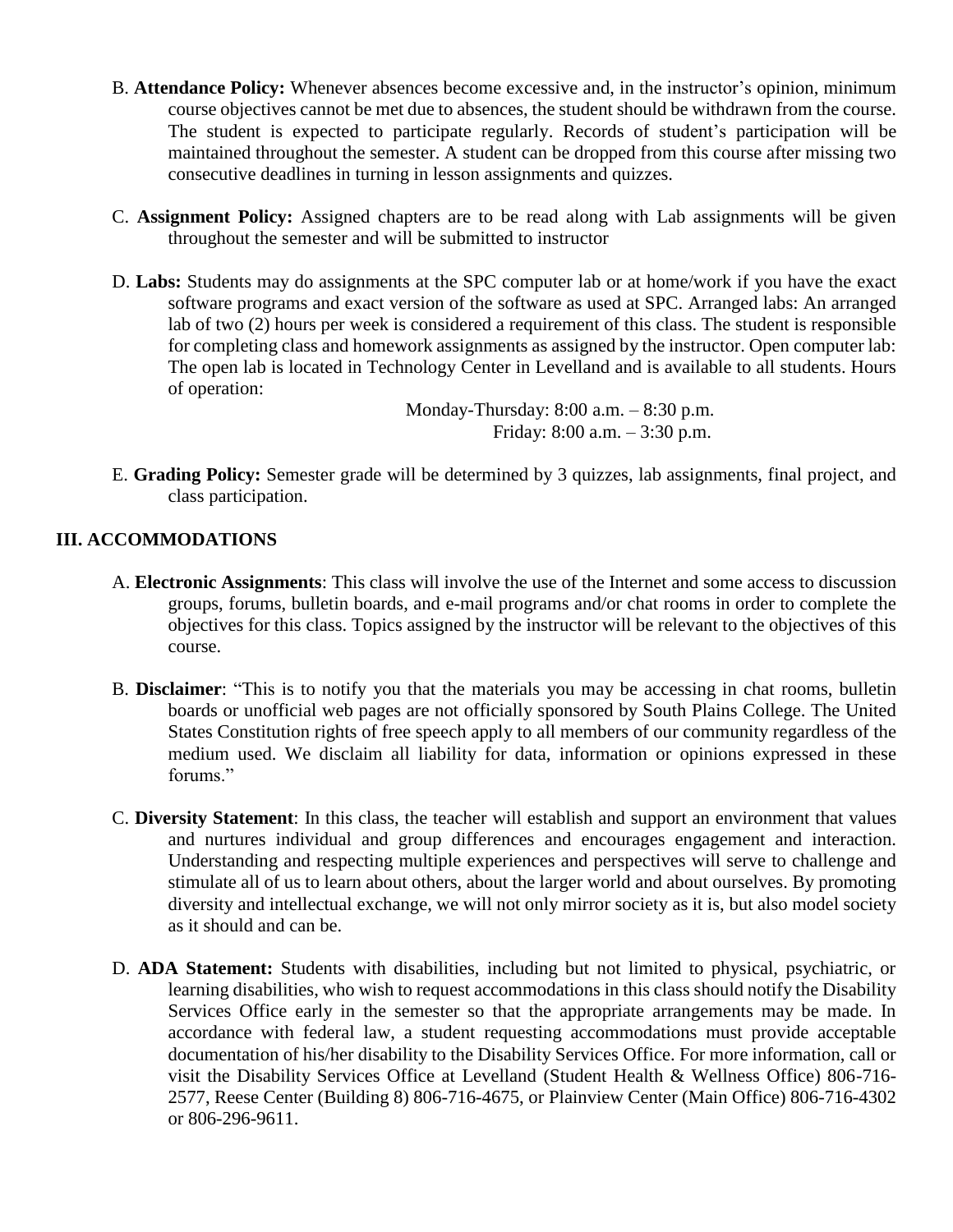B. **Attendance Policy:** Whenever absences become excessive and, in the instructor's opinion, minimum course objectives cannot be met due to absences, the student should be withdrawn from the course. The student is expected to participate regularly. Records of student's participation will be maintained throughout the semester. A student can be dropped from this course after missing two consecutive deadlines in turning in lesson assignments and quizzes.

C. **Assignment Policy:** Assigned chapters are to be read along with Lab assignments will be given throughout the semester and will be submitted to instructor

D. **Labs:** Students may do assignments at the SPC computer lab or at home/work if you have the exact software programs and exact version of the software as used at SPC. Arranged labs: An arranged lab of two (2) hours per week is considered a requirement of this class. The student is responsible for completing class and homework assignments as assigned by the instructor. Open computer lab: The open lab is located in Technology Center in Levelland and is available to all students. Hours of operation:

Monday-Thursday: 8:00 a.m. – 8:30 p.m.
Friday: 8:00 a.m. – 3:30 p.m.

E. **Grading Policy:** Semester grade will be determined by 3 quizzes, lab assignments, final project, and class participation.

## III. ACCOMMODATIONS

A. **Electronic Assignments**: This class will involve the use of the Internet and some access to discussion groups, forums, bulletin boards, and e-mail programs and/or chat rooms in order to complete the objectives for this class. Topics assigned by the instructor will be relevant to the objectives of this course.

B. **Disclaimer**: "This is to notify you that the materials you may be accessing in chat rooms, bulletin boards or unofficial web pages are not officially sponsored by South Plains College. The United States Constitution rights of free speech apply to all members of our community regardless of the medium used. We disclaim all liability for data, information or opinions expressed in these forums."

C. **Diversity Statement**: In this class, the teacher will establish and support an environment that values and nurtures individual and group differences and encourages engagement and interaction. Understanding and respecting multiple experiences and perspectives will serve to challenge and stimulate all of us to learn about others, about the larger world and about ourselves. By promoting diversity and intellectual exchange, we will not only mirror society as it is, but also model society as it should and can be.

D. **ADA Statement:** Students with disabilities, including but not limited to physical, psychiatric, or learning disabilities, who wish to request accommodations in this class should notify the Disability Services Office early in the semester so that the appropriate arrangements may be made. In accordance with federal law, a student requesting accommodations must provide acceptable documentation of his/her disability to the Disability Services Office. For more information, call or visit the Disability Services Office at Levelland (Student Health & Wellness Office) 806-716-2577, Reese Center (Building 8) 806-716-4675, or Plainview Center (Main Office) 806-716-4302 or 806-296-9611.